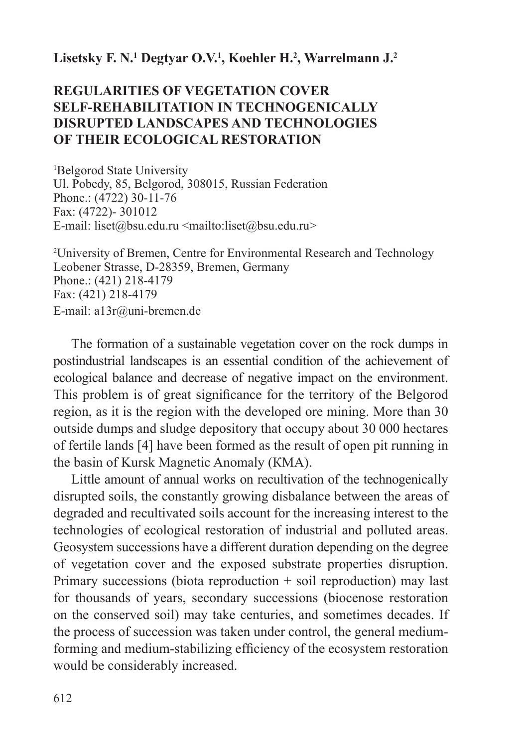**Lisetsky F. N.[1] Degtyar O.V.[1], Koehler H.[2], Warrelmann J.[2]**

# REGULARITIES OF VEGETATION COVER SELF-REHABILITATION IN TECHNOGENICALLY DISRUPTED LANDSCAPES AND TECHNOLOGIES OF THEIR ECOLOGICAL RESTORATION

[1]Belgorod State University
Ul. Pobedy, 85, Belgorod, 308015, Russian Federation
Phone.: (4722) 30-11-76
Fax: (4722)- 301012
E-mail: liset@bsu.edu.ru <mailto:liset@bsu.edu.ru>

[2]University of Bremen, Centre for Environmental Research and Technology
Leobener Strasse, D-28359, Bremen, Germany
Phone.: (421) 218-4179
Fax: (421) 218-4179
E-mail: a13r@uni-bremen.de

The formation of a sustainable vegetation cover on the rock dumps in postindustrial landscapes is an essential condition of the achievement of ecological balance and decrease of negative impact on the environment. This problem is of great significance for the territory of the Belgorod region, as it is the region with the developed ore mining. More than 30 outside dumps and sludge depository that occupy about 30 000 hectares of fertile lands [4] have been formed as the result of open pit running in the basin of Kursk Magnetic Anomaly (KMA).

Little amount of annual works on recultivation of the technogenically disrupted soils, the constantly growing disbalance between the areas of degraded and recultivated soils account for the increasing interest to the technologies of ecological restoration of industrial and polluted areas. Geosystem successions have a different duration depending on the degree of vegetation cover and the exposed substrate properties disruption. Primary successions (biota reproduction + soil reproduction) may last for thousands of years, secondary successions (biocenose restoration on the conserved soil) may take centuries, and sometimes decades. If the process of succession was taken under control, the general medium-forming and medium-stabilizing efficiency of the ecosystem restoration would be considerably increased.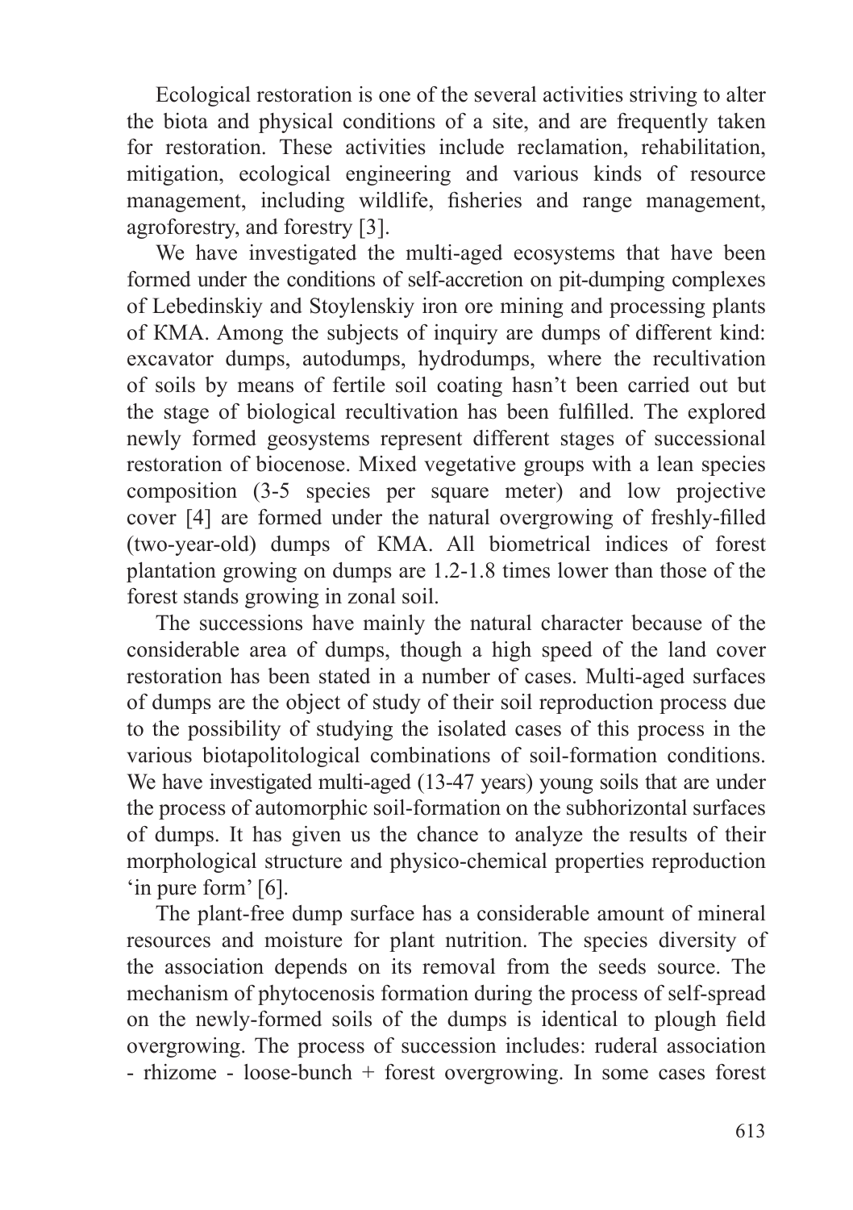Ecological restoration is one of the several activities striving to alter the biota and physical conditions of a site, and are frequently taken for restoration. These activities include reclamation, rehabilitation, mitigation, ecological engineering and various kinds of resource management, including wildlife, fisheries and range management, agroforestry, and forestry [3].

We have investigated the multi-aged ecosystems that have been formed under the conditions of self-accretion on pit-dumping complexes of Lebedinskiy and Stoylenskiy iron ore mining and processing plants of KMA. Among the subjects of inquiry are dumps of different kind: excavator dumps, autodumps, hydrodumps, where the recultivation of soils by means of fertile soil coating hasn't been carried out but the stage of biological recultivation has been fulfilled. The explored newly formed geosystems represent different stages of successional restoration of biocenose. Mixed vegetative groups with a lean species composition (3-5 species per square meter) and low projective cover [4] are formed under the natural overgrowing of freshly-filled (two-year-old) dumps of KMA. All biometrical indices of forest plantation growing on dumps are 1.2-1.8 times lower than those of the forest stands growing in zonal soil.

The successions have mainly the natural character because of the considerable area of dumps, though a high speed of the land cover restoration has been stated in a number of cases. Multi-aged surfaces of dumps are the object of study of their soil reproduction process due to the possibility of studying the isolated cases of this process in the various biotapolitological combinations of soil-formation conditions. We have investigated multi-aged (13-47 years) young soils that are under the process of automorphic soil-formation on the subhorizontal surfaces of dumps. It has given us the chance to analyze the results of their morphological structure and physico-chemical properties reproduction 'in pure form' [6].

The plant-free dump surface has a considerable amount of mineral resources and moisture for plant nutrition. The species diversity of the association depends on its removal from the seeds source. The mechanism of phytocenosis formation during the process of self-spread on the newly-formed soils of the dumps is identical to plough field overgrowing. The process of succession includes: ruderal association - rhizome - loose-bunch + forest overgrowing. In some cases forest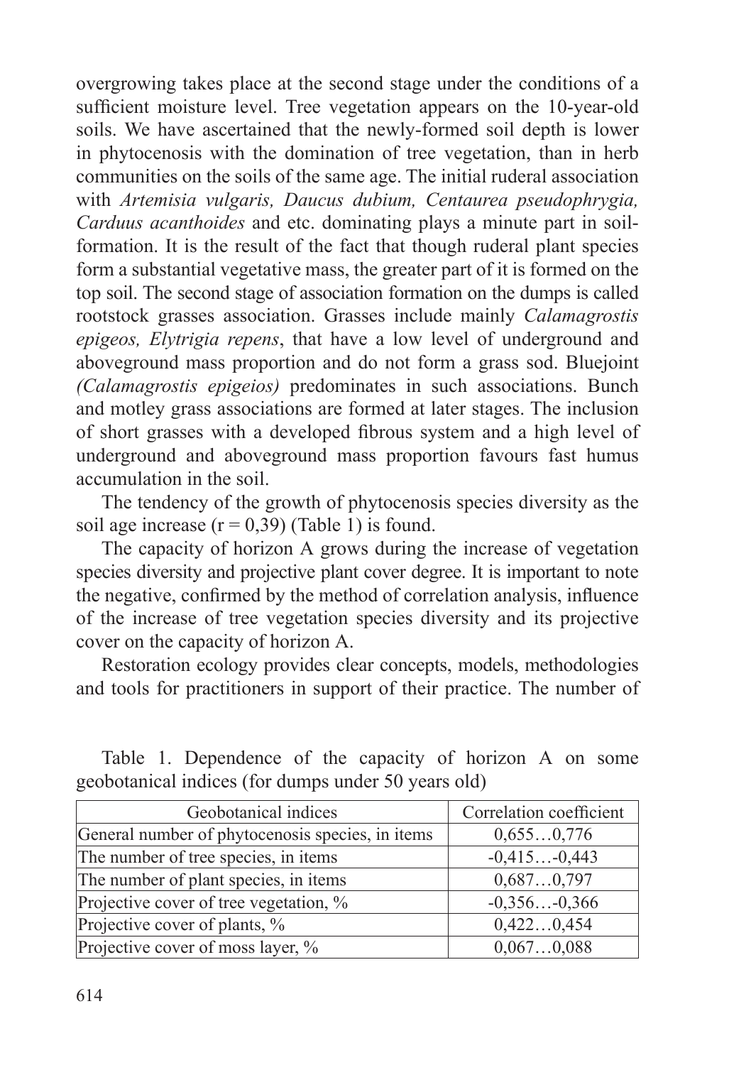overgrowing takes place at the second stage under the conditions of a sufficient moisture level. Tree vegetation appears on the 10-year-old soils. We have ascertained that the newly-formed soil depth is lower in phytocenosis with the domination of tree vegetation, than in herb communities on the soils of the same age. The initial ruderal association with *Artemisia vulgaris, Daucus dubium, Centaurea pseudophrygia, Carduus acanthoides* and etc. dominating plays a minute part in soil-formation. It is the result of the fact that though ruderal plant species form a substantial vegetative mass, the greater part of it is formed on the top soil. The second stage of association formation on the dumps is called rootstock grasses association. Grasses include mainly *Calamagrostis epigeos, Elytrigia repens*, that have a low level of underground and aboveground mass proportion and do not form a grass sod. Bluejoint *(Calamagrostis epigeios)* predominates in such associations. Bunch and motley grass associations are formed at later stages. The inclusion of short grasses with a developed fibrous system and a high level of underground and aboveground mass proportion favours fast humus accumulation in the soil.

The tendency of the growth of phytocenosis species diversity as the soil age increase ($r = 0{,}39$) (Table 1) is found.

The capacity of horizon A grows during the increase of vegetation species diversity and projective plant cover degree. It is important to note the negative, confirmed by the method of correlation analysis, influence of the increase of tree vegetation species diversity and its projective cover on the capacity of horizon A.

Restoration ecology provides clear concepts, models, methodologies and tools for practitioners in support of their practice. The number of

Table 1. Dependence of the capacity of horizon A on some geobotanical indices (for dumps under 50 years old)

| Geobotanical indices | Correlation coefficient |
|---|---|
| General number of phytocenosis species, in items | 0,655…0,776 |
| The number of tree species, in items | -0,415…-0,443 |
| The number of plant species, in items | 0,687…0,797 |
| Projective cover of tree vegetation, % | -0,356…-0,366 |
| Projective cover of plants, % | 0,422…0,454 |
| Projective cover of moss layer, % | 0,067…0,088 |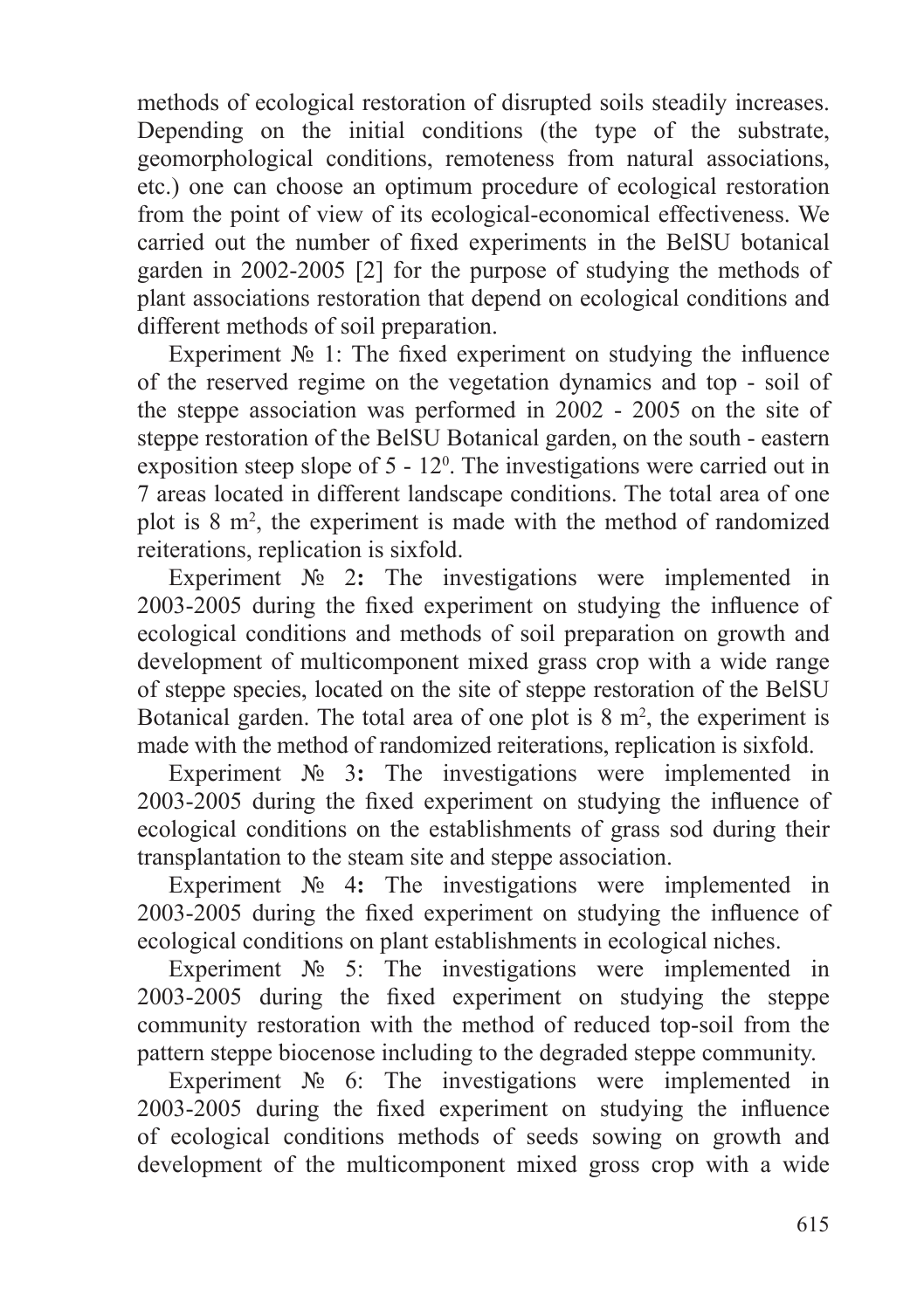methods of ecological restoration of disrupted soils steadily increases. Depending on the initial conditions (the type of the substrate, geomorphological conditions, remoteness from natural associations, etc.) one can choose an optimum procedure of ecological restoration from the point of view of its ecological-economical effectiveness. We carried out the number of fixed experiments in the BelSU botanical garden in 2002-2005 [2] for the purpose of studying the methods of plant associations restoration that depend on ecological conditions and different methods of soil preparation.

Experiment № 1: The fixed experiment on studying the influence of the reserved regime on the vegetation dynamics and top - soil of the steppe association was performed in 2002 - 2005 on the site of steppe restoration of the BelSU Botanical garden, on the south - eastern exposition steep slope of 5 - $12^0$. The investigations were carried out in 7 areas located in different landscape conditions. The total area of one plot is 8 $m^2$, the experiment is made with the method of randomized reiterations, replication is sixfold.

Experiment № 2**:** The investigations were implemented in 2003-2005 during the fixed experiment on studying the influence of ecological conditions and methods of soil preparation on growth and development of multicomponent mixed grass crop with a wide range of steppe species, located on the site of steppe restoration of the BelSU Botanical garden. The total area of one plot is 8 $m^2$, the experiment is made with the method of randomized reiterations, replication is sixfold.

Experiment № 3**:** The investigations were implemented in 2003-2005 during the fixed experiment on studying the influence of ecological conditions on the establishments of grass sod during their transplantation to the steam site and steppe association.

Experiment № 4**:** The investigations were implemented in 2003-2005 during the fixed experiment on studying the influence of ecological conditions on plant establishments in ecological niches.

Experiment № 5: The investigations were implemented in 2003-2005 during the fixed experiment on studying the steppe community restoration with the method of reduced top-soil from the pattern steppe biocenose including to the degraded steppe community.

Experiment № 6: The investigations were implemented in 2003-2005 during the fixed experiment on studying the influence of ecological conditions methods of seeds sowing on growth and development of the multicomponent mixed gross crop with a wide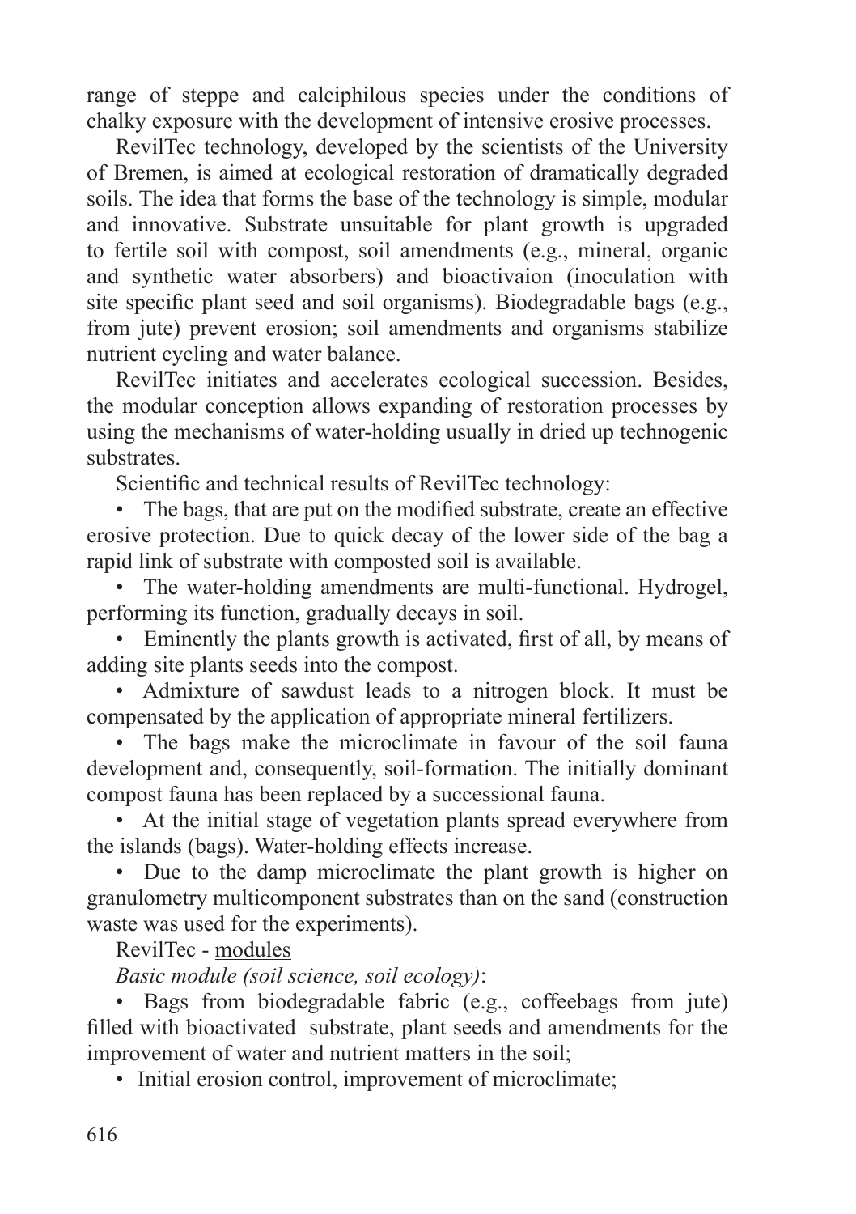range of steppe and calciphilous species under the conditions of chalky exposure with the development of intensive erosive processes.

RevilTec technology, developed by the scientists of the University of Bremen, is aimed at ecological restoration of dramatically degraded soils. The idea that forms the base of the technology is simple, modular and innovative. Substrate unsuitable for plant growth is upgraded to fertile soil with compost, soil amendments (e.g., mineral, organic and synthetic water absorbers) and bioactivaion (inoculation with site specific plant seed and soil organisms). Biodegradable bags (e.g., from jute) prevent erosion; soil amendments and organisms stabilize nutrient cycling and water balance.

RevilTec initiates and accelerates ecological succession. Besides, the modular conception allows expanding of restoration processes by using the mechanisms of water-holding usually in dried up technogenic substrates.

Scientific and technical results of RevilTec technology:

- The bags, that are put on the modified substrate, create an effective erosive protection. Due to quick decay of the lower side of the bag a rapid link of substrate with composted soil is available.
- The water-holding amendments are multi-functional. Hydrogel, performing its function, gradually decays in soil.
- Eminently the plants growth is activated, first of all, by means of adding site plants seeds into the compost.
- Admixture of sawdust leads to a nitrogen block. It must be compensated by the application of appropriate mineral fertilizers.
- The bags make the microclimate in favour of the soil fauna development and, consequently, soil-formation. The initially dominant compost fauna has been replaced by a successional fauna.
- At the initial stage of vegetation plants spread everywhere from the islands (bags). Water-holding effects increase.
- Due to the damp microclimate the plant growth is higher on granulometry multicomponent substrates than on the sand (construction waste was used for the experiments).

RevilTec - modules

*Basic module (soil science, soil ecology)*:

- Bags from biodegradable fabric (e.g., coffeebags from jute) filled with bioactivated substrate, plant seeds and amendments for the improvement of water and nutrient matters in the soil;
- Initial erosion control, improvement of microclimate;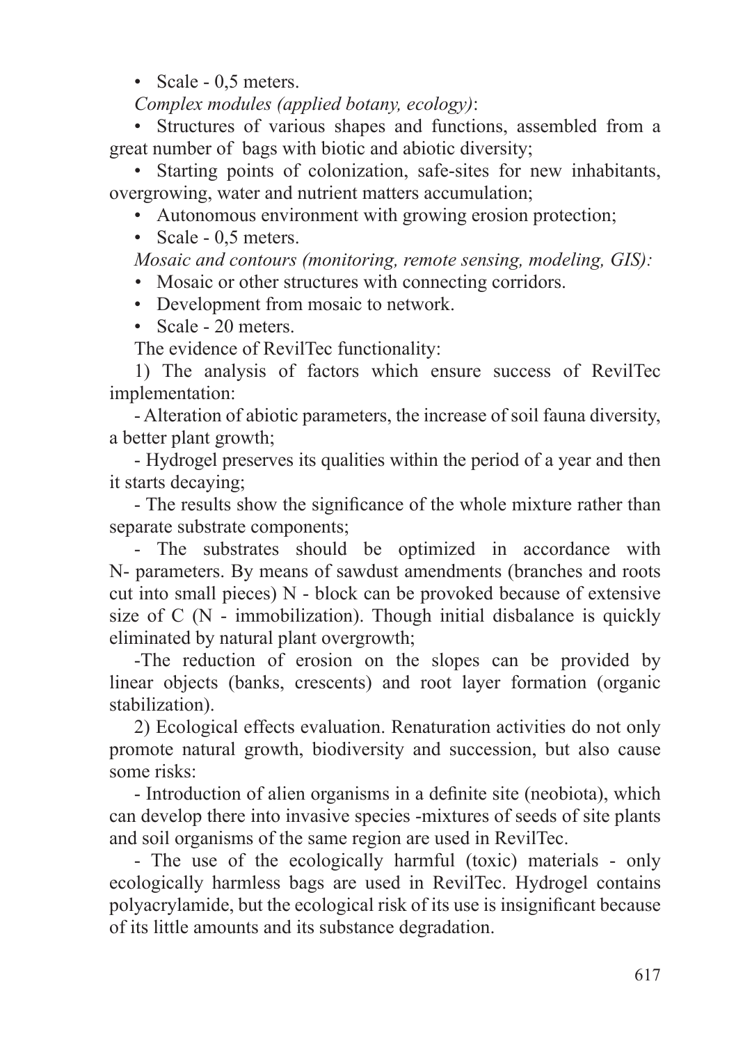- Scale - 0,5 meters.

*Complex modules (applied botany, ecology)*:

- Structures of various shapes and functions, assembled from a great number of bags with biotic and abiotic diversity;
- Starting points of colonization, safe-sites for new inhabitants, overgrowing, water and nutrient matters accumulation;
- Autonomous environment with growing erosion protection;
- Scale - 0,5 meters.

*Mosaic and contours (monitoring, remote sensing, modeling, GIS):*

- Mosaic or other structures with connecting corridors.
- Development from mosaic to network.
- Scale - 20 meters.

The evidence of RevilTec functionality:

1) The analysis of factors which ensure success of RevilTec implementation:

- Alteration of abiotic parameters, the increase of soil fauna diversity, a better plant growth;
- Hydrogel preserves its qualities within the period of a year and then it starts decaying;
- The results show the significance of the whole mixture rather than separate substrate components;
- The substrates should be optimized in accordance with N- parameters. By means of sawdust amendments (branches and roots cut into small pieces) N - block can be provoked because of extensive size of C (N - immobilization). Though initial disbalance is quickly eliminated by natural plant overgrowth;
- The reduction of erosion on the slopes can be provided by linear objects (banks, crescents) and root layer formation (organic stabilization).

2) Ecological effects evaluation. Renaturation activities do not only promote natural growth, biodiversity and succession, but also cause some risks:

- Introduction of alien organisms in a definite site (neobiota), which can develop there into invasive species -mixtures of seeds of site plants and soil organisms of the same region are used in RevilTec.
- The use of the ecologically harmful (toxic) materials - only ecologically harmless bags are used in RevilTec. Hydrogel contains polyacrylamide, but the ecological risk of its use is insignificant because of its little amounts and its substance degradation.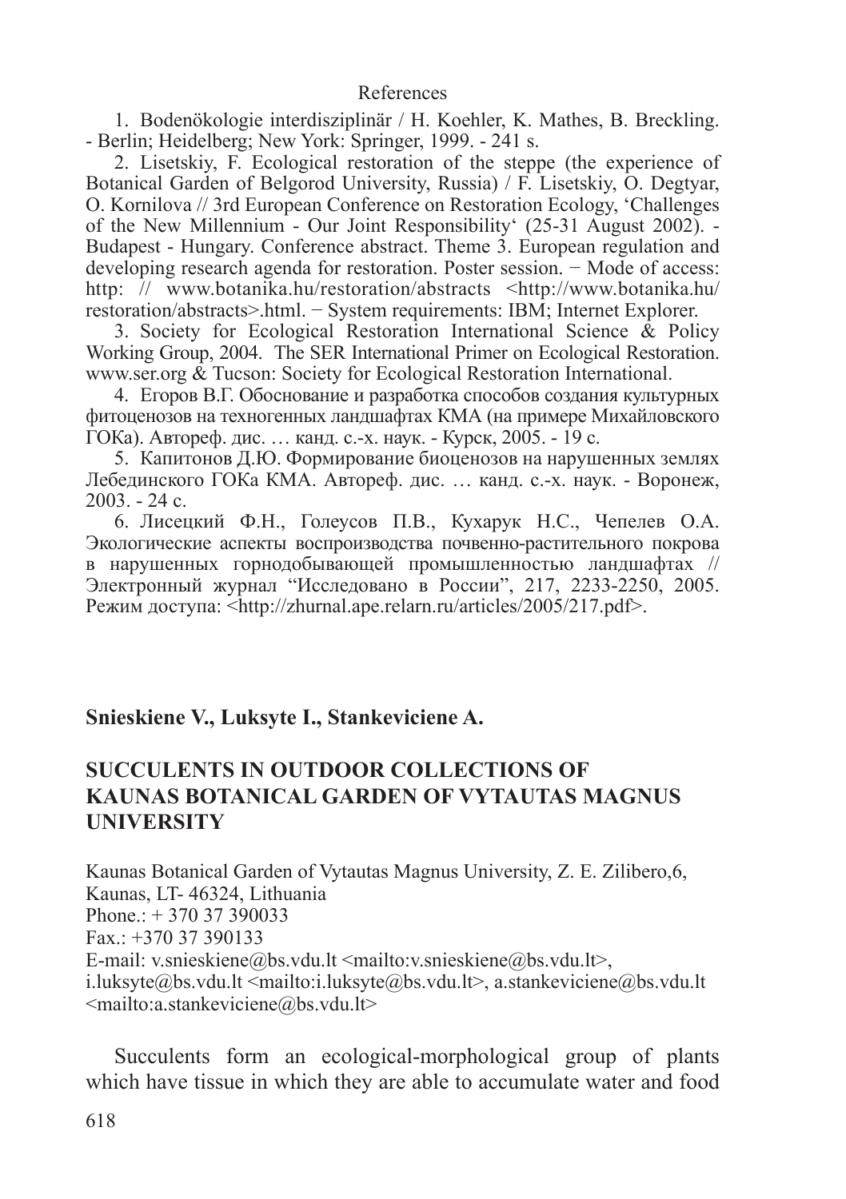References

1. Bodenökologie interdisziplinär / H. Koehler, K. Mathes, B. Breckling. - Berlin; Heidelberg; New York: Springer, 1999. - 241 s.

2. Lisetskiy, F. Ecological restoration of the steppe (the experience of Botanical Garden of Belgorod University, Russia) / F. Lisetskiy, O. Degtyar, O. Kornilova // 3rd European Conference on Restoration Ecology, 'Challenges of the New Millennium - Our Joint Responsibility' (25-31 August 2002). - Budapest - Hungary. Conference abstract. Theme 3. European regulation and developing research agenda for restoration. Poster session. − Mode of access: http: // www.botanika.hu/restoration/abstracts <http://www.botanika.hu/restoration/abstracts>.html. − System requirements: IBM; Internet Explorer.

3. Society for Ecological Restoration International Science & Policy Working Group, 2004. The SER International Primer on Ecological Restoration. www.ser.org & Tucson: Society for Ecological Restoration International.

4. Егоров В.Г. Обоснование и разработка способов создания культурных фитоценозов на техногенных ландшафтах КМА (на примере Михайловского ГОКа). Автореф. дис. … канд. с.-х. наук. - Курск, 2005. - 19 с.

5. Капитонов Д.Ю. Формирование биоценозов на нарушенных землях Лебединского ГОКа КМА. Автореф. дис. … канд. с.-х. наук. - Воронеж, 2003. - 24 с.

6. Лисецкий Ф.Н., Голеусов П.В., Кухарук Н.С., Чепелев О.А. Экологические аспекты воспроизводства почвенно-растительного покрова в нарушенных горнодобывающей промышленностью ландшафтах // Электронный журнал "Исследовано в России", 217, 2233-2250, 2005. Режим доступа: <http://zhurnal.ape.relarn.ru/articles/2005/217.pdf>.

**Snieskiene V., Luksyte I., Stankeviciene A.**

## SUCCULENTS IN OUTDOOR COLLECTIONS OF KAUNAS BOTANICAL GARDEN OF VYTAUTAS MAGNUS UNIVERSITY

Kaunas Botanical Garden of Vytautas Magnus University, Z. E. Zilibero,6, Kaunas, LT- 46324, Lithuania
Phone.: + 370 37 390033
Fax.: +370 37 390133
E-mail: v.snieskiene@bs.vdu.lt <mailto:v.snieskiene@bs.vdu.lt>, i.luksyte@bs.vdu.lt <mailto:i.luksyte@bs.vdu.lt>, a.stankeviciene@bs.vdu.lt <mailto:a.stankeviciene@bs.vdu.lt>

Succulents form an ecological-morphological group of plants which have tissue in which they are able to accumulate water and food